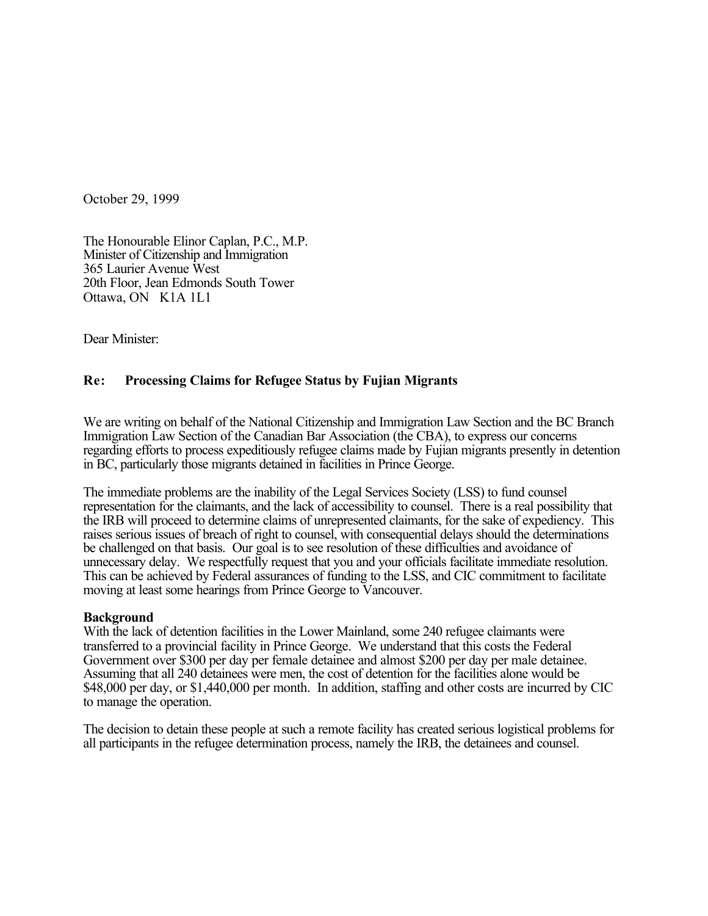October 29, 1999

The Honourable Elinor Caplan, P.C., M.P.
Minister of Citizenship and Immigration
365 Laurier Avenue West
20th Floor, Jean Edmonds South Tower
Ottawa, ON K1A 1L1

Dear Minister:

**Re: Processing Claims for Refugee Status by Fujian Migrants**

We are writing on behalf of the National Citizenship and Immigration Law Section and the BC Branch Immigration Law Section of the Canadian Bar Association (the CBA), to express our concerns regarding efforts to process expeditiously refugee claims made by Fujian migrants presently in detention in BC, particularly those migrants detained in facilities in Prince George.

The immediate problems are the inability of the Legal Services Society (LSS) to fund counsel representation for the claimants, and the lack of accessibility to counsel. There is a real possibility that the IRB will proceed to determine claims of unrepresented claimants, for the sake of expediency. This raises serious issues of breach of right to counsel, with consequential delays should the determinations be challenged on that basis. Our goal is to see resolution of these difficulties and avoidance of unnecessary delay. We respectfully request that you and your officials facilitate immediate resolution. This can be achieved by Federal assurances of funding to the LSS, and CIC commitment to facilitate moving at least some hearings from Prince George to Vancouver.

**Background**

With the lack of detention facilities in the Lower Mainland, some 240 refugee claimants were transferred to a provincial facility in Prince George. We understand that this costs the Federal Government over $300 per day per female detainee and almost $200 per day per male detainee. Assuming that all 240 detainees were men, the cost of detention for the facilities alone would be $48,000 per day, or $1,440,000 per month. In addition, staffing and other costs are incurred by CIC to manage the operation.

The decision to detain these people at such a remote facility has created serious logistical problems for all participants in the refugee determination process, namely the IRB, the detainees and counsel.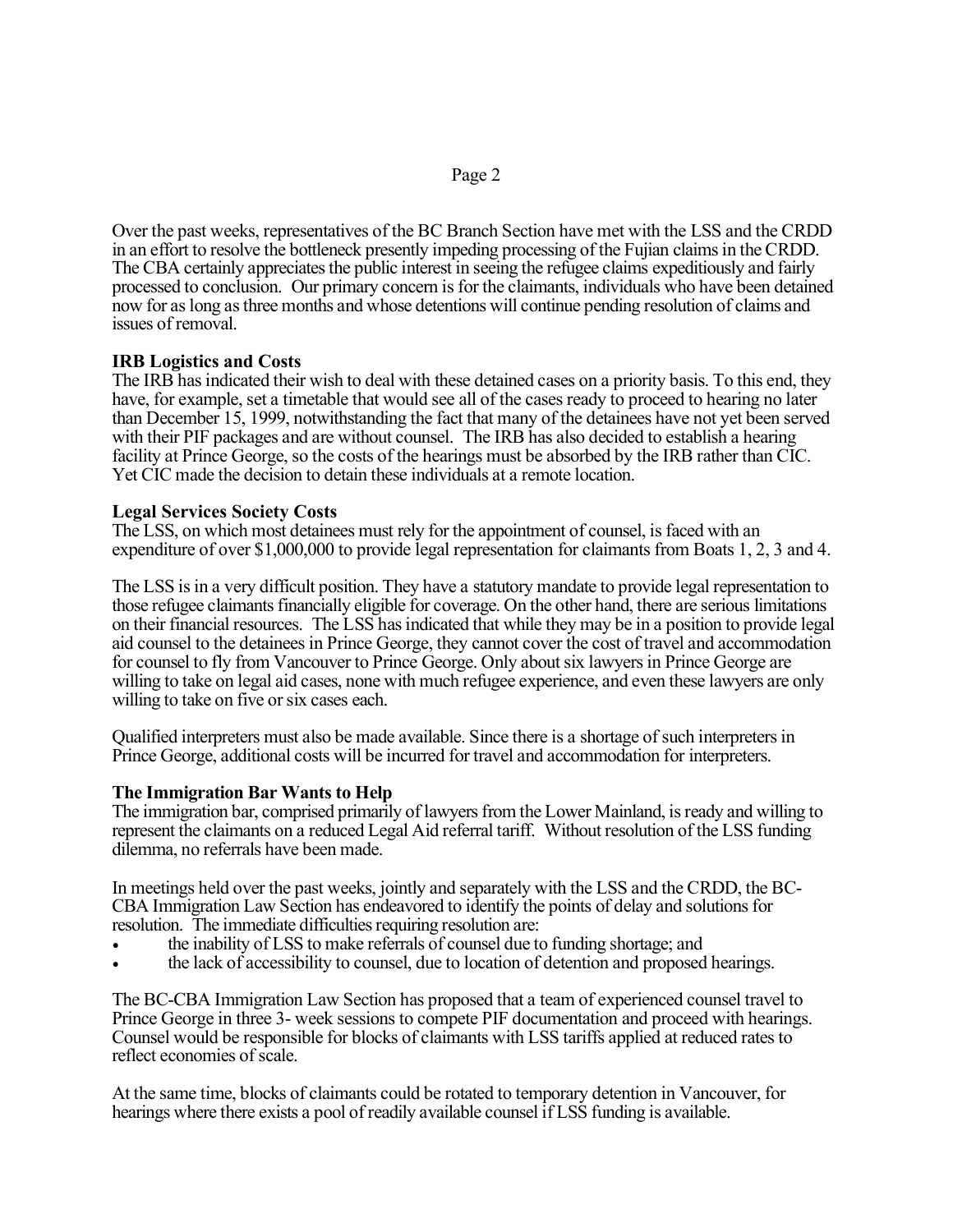Over the past weeks, representatives of the BC Branch Section have met with the LSS and the CRDD in an effort to resolve the bottleneck presently impeding processing of the Fujian claims in the CRDD. The CBA certainly appreciates the public interest in seeing the refugee claims expeditiously and fairly processed to conclusion. Our primary concern is for the claimants, individuals who have been detained now for as long as three months and whose detentions will continue pending resolution of claims and issues of removal.

**IRB Logistics and Costs**

The IRB has indicated their wish to deal with these detained cases on a priority basis. To this end, they have, for example, set a timetable that would see all of the cases ready to proceed to hearing no later than December 15, 1999, notwithstanding the fact that many of the detainees have not yet been served with their PIF packages and are without counsel. The IRB has also decided to establish a hearing facility at Prince George, so the costs of the hearings must be absorbed by the IRB rather than CIC. Yet CIC made the decision to detain these individuals at a remote location.

**Legal Services Society Costs**

The LSS, on which most detainees must rely for the appointment of counsel, is faced with an expenditure of over $1,000,000 to provide legal representation for claimants from Boats 1, 2, 3 and 4.

The LSS is in a very difficult position. They have a statutory mandate to provide legal representation to those refugee claimants financially eligible for coverage. On the other hand, there are serious limitations on their financial resources. The LSS has indicated that while they may be in a position to provide legal aid counsel to the detainees in Prince George, they cannot cover the cost of travel and accommodation for counsel to fly from Vancouver to Prince George. Only about six lawyers in Prince George are willing to take on legal aid cases, none with much refugee experience, and even these lawyers are only willing to take on five or six cases each.

Qualified interpreters must also be made available. Since there is a shortage of such interpreters in Prince George, additional costs will be incurred for travel and accommodation for interpreters.

**The Immigration Bar Wants to Help**

The immigration bar, comprised primarily of lawyers from the Lower Mainland, is ready and willing to represent the claimants on a reduced Legal Aid referral tariff. Without resolution of the LSS funding dilemma, no referrals have been made.

In meetings held over the past weeks, jointly and separately with the LSS and the CRDD, the BC-CBA Immigration Law Section has endeavored to identify the points of delay and solutions for resolution. The immediate difficulties requiring resolution are:

- the inability of LSS to make referrals of counsel due to funding shortage; and
- the lack of accessibility to counsel, due to location of detention and proposed hearings.

The BC-CBA Immigration Law Section has proposed that a team of experienced counsel travel to Prince George in three 3- week sessions to compete PIF documentation and proceed with hearings. Counsel would be responsible for blocks of claimants with LSS tariffs applied at reduced rates to reflect economies of scale.

At the same time, blocks of claimants could be rotated to temporary detention in Vancouver, for hearings where there exists a pool of readily available counsel if LSS funding is available.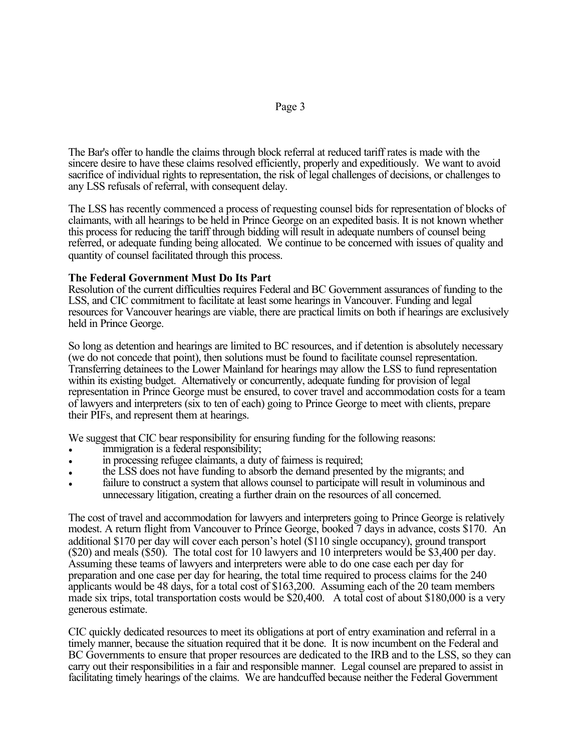The Bar's offer to handle the claims through block referral at reduced tariff rates is made with the sincere desire to have these claims resolved efficiently, properly and expeditiously. We want to avoid sacrifice of individual rights to representation, the risk of legal challenges of decisions, or challenges to any LSS refusals of referral, with consequent delay.

The LSS has recently commenced a process of requesting counsel bids for representation of blocks of claimants, with all hearings to be held in Prince George on an expedited basis. It is not known whether this process for reducing the tariff through bidding will result in adequate numbers of counsel being referred, or adequate funding being allocated. We continue to be concerned with issues of quality and quantity of counsel facilitated through this process.

**The Federal Government Must Do Its Part**

Resolution of the current difficulties requires Federal and BC Government assurances of funding to the LSS, and CIC commitment to facilitate at least some hearings in Vancouver. Funding and legal resources for Vancouver hearings are viable, there are practical limits on both if hearings are exclusively held in Prince George.

So long as detention and hearings are limited to BC resources, and if detention is absolutely necessary (we do not concede that point), then solutions must be found to facilitate counsel representation. Transferring detainees to the Lower Mainland for hearings may allow the LSS to fund representation within its existing budget. Alternatively or concurrently, adequate funding for provision of legal representation in Prince George must be ensured, to cover travel and accommodation costs for a team of lawyers and interpreters (six to ten of each) going to Prince George to meet with clients, prepare their PIFs, and represent them at hearings.

We suggest that CIC bear responsibility for ensuring funding for the following reasons:

- immigration is a federal responsibility;
- in processing refugee claimants, a duty of fairness is required;
- the LSS does not have funding to absorb the demand presented by the migrants; and
- failure to construct a system that allows counsel to participate will result in voluminous and unnecessary litigation, creating a further drain on the resources of all concerned.

The cost of travel and accommodation for lawyers and interpreters going to Prince George is relatively modest. A return flight from Vancouver to Prince George, booked 7 days in advance, costs $170. An additional $170 per day will cover each person's hotel ($110 single occupancy), ground transport ($20) and meals ($50). The total cost for 10 lawyers and 10 interpreters would be $3,400 per day. Assuming these teams of lawyers and interpreters were able to do one case each per day for preparation and one case per day for hearing, the total time required to process claims for the 240 applicants would be 48 days, for a total cost of $163,200. Assuming each of the 20 team members made six trips, total transportation costs would be $20,400. A total cost of about $180,000 is a very generous estimate.

CIC quickly dedicated resources to meet its obligations at port of entry examination and referral in a timely manner, because the situation required that it be done. It is now incumbent on the Federal and BC Governments to ensure that proper resources are dedicated to the IRB and to the LSS, so they can carry out their responsibilities in a fair and responsible manner. Legal counsel are prepared to assist in facilitating timely hearings of the claims. We are handcuffed because neither the Federal Government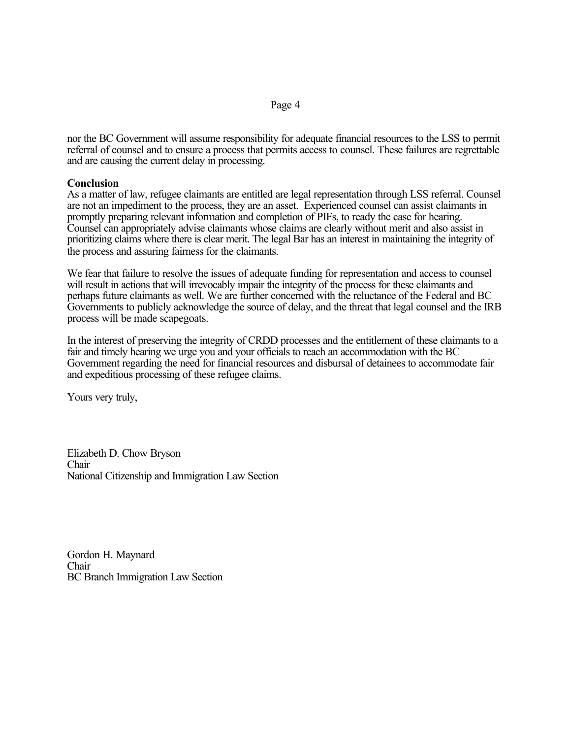nor the BC Government will assume responsibility for adequate financial resources to the LSS to permit referral of counsel and to ensure a process that permits access to counsel. These failures are regrettable and are causing the current delay in processing.

**Conclusion**

As a matter of law, refugee claimants are entitled are legal representation through LSS referral. Counsel are not an impediment to the process, they are an asset. Experienced counsel can assist claimants in promptly preparing relevant information and completion of PIFs, to ready the case for hearing. Counsel can appropriately advise claimants whose claims are clearly without merit and also assist in prioritizing claims where there is clear merit. The legal Bar has an interest in maintaining the integrity of the process and assuring fairness for the claimants.

We fear that failure to resolve the issues of adequate funding for representation and access to counsel will result in actions that will irrevocably impair the integrity of the process for these claimants and perhaps future claimants as well. We are further concerned with the reluctance of the Federal and BC Governments to publicly acknowledge the source of delay, and the threat that legal counsel and the IRB process will be made scapegoats.

In the interest of preserving the integrity of CRDD processes and the entitlement of these claimants to a fair and timely hearing we urge you and your officials to reach an accommodation with the BC Government regarding the need for financial resources and disbursal of detainees to accommodate fair and expeditious processing of these refugee claims.

Yours very truly,

Elizabeth D. Chow Bryson
Chair
National Citizenship and Immigration Law Section

Gordon H. Maynard
Chair
BC Branch Immigration Law Section